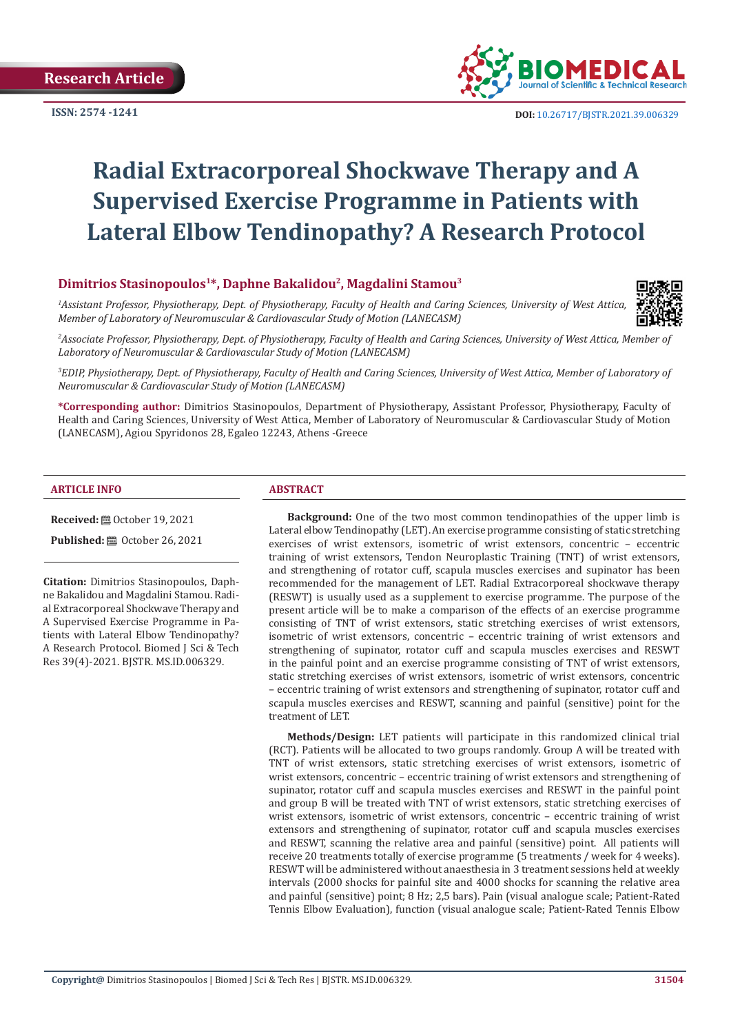Research Article

ISSN: 2574 -1241

DOI: 10.26717/BJSTR.2021.39.006329

# Radial Extracorporeal Shockwave Therapy and A Supervised Exercise Programme in Patients with Lateral Elbow Tendinopathy? A Research Protocol

**Dimitrios Stasinopoulos[1]\*, Daphne Bakalidou[2], Magdalini Stamou[3]**

*[1]Assistant Professor, Physiotherapy, Dept. of Physiotherapy, Faculty of Health and Caring Sciences, University of West Attica, Member of Laboratory of Neuromuscular & Cardiovascular Study of Motion (LANECASM)*

*[2]Associate Professor, Physiotherapy, Dept. of Physiotherapy, Faculty of Health and Caring Sciences, University of West Attica, Member of Laboratory of Neuromuscular & Cardiovascular Study of Motion (LANECASM)*

*[3]EDIP, Physiotherapy, Dept. of Physiotherapy, Faculty of Health and Caring Sciences, University of West Attica, Member of Laboratory of Neuromuscular & Cardiovascular Study of Motion (LANECASM)*

**\*Corresponding author:** Dimitrios Stasinopoulos, Department of Physiotherapy, Assistant Professor, Physiotherapy, Faculty of Health and Caring Sciences, University of West Attica, Member of Laboratory of Neuromuscular & Cardiovascular Study of Motion (LANECASM), Agiou Spyridonos 28, Egaleo 12243, Athens -Greece

## ARTICLE INFO

**Received:** October 19, 2021

**Published:** October 26, 2021

**Citation:** Dimitrios Stasinopoulos, Daphne Bakalidou and Magdalini Stamou. Radial Extracorporeal Shockwave Therapy and A Supervised Exercise Programme in Patients with Lateral Elbow Tendinopathy? A Research Protocol. Biomed J Sci & Tech Res 39(4)-2021. BJSTR. MS.ID.006329.

## ABSTRACT

**Background:** One of the two most common tendinopathies of the upper limb is Lateral elbow Tendinopathy (LET). An exercise programme consisting of static stretching exercises of wrist extensors, isometric of wrist extensors, concentric – eccentric training of wrist extensors, Tendon Neuroplastic Training (TNT) of wrist extensors, and strengthening of rotator cuff, scapula muscles exercises and supinator has been recommended for the management of LET. Radial Extracorporeal shockwave therapy (RESWT) is usually used as a supplement to exercise programme. The purpose of the present article will be to make a comparison of the effects of an exercise programme consisting of TNT of wrist extensors, static stretching exercises of wrist extensors, isometric of wrist extensors, concentric – eccentric training of wrist extensors and strengthening of supinator, rotator cuff and scapula muscles exercises and RESWT in the painful point and an exercise programme consisting of TNT of wrist extensors, static stretching exercises of wrist extensors, isometric of wrist extensors, concentric – eccentric training of wrist extensors and strengthening of supinator, rotator cuff and scapula muscles exercises and RESWT, scanning and painful (sensitive) point for the treatment of LET.

**Methods/Design:** LET patients will participate in this randomized clinical trial (RCT). Patients will be allocated to two groups randomly. Group A will be treated with TNT of wrist extensors, static stretching exercises of wrist extensors, isometric of wrist extensors, concentric – eccentric training of wrist extensors and strengthening of supinator, rotator cuff and scapula muscles exercises and RESWT in the painful point and group B will be treated with TNT of wrist extensors, static stretching exercises of wrist extensors, isometric of wrist extensors, concentric – eccentric training of wrist extensors and strengthening of supinator, rotator cuff and scapula muscles exercises and RESWT, scanning the relative area and painful (sensitive) point. All patients will receive 20 treatments totally of exercise programme (5 treatments / week for 4 weeks). RESWT will be administered without anaesthesia in 3 treatment sessions held at weekly intervals (2000 shocks for painful site and 4000 shocks for scanning the relative area and painful (sensitive) point; 8 Hz; 2,5 bars). Pain (visual analogue scale; Patient-Rated Tennis Elbow Evaluation), function (visual analogue scale; Patient-Rated Tennis Elbow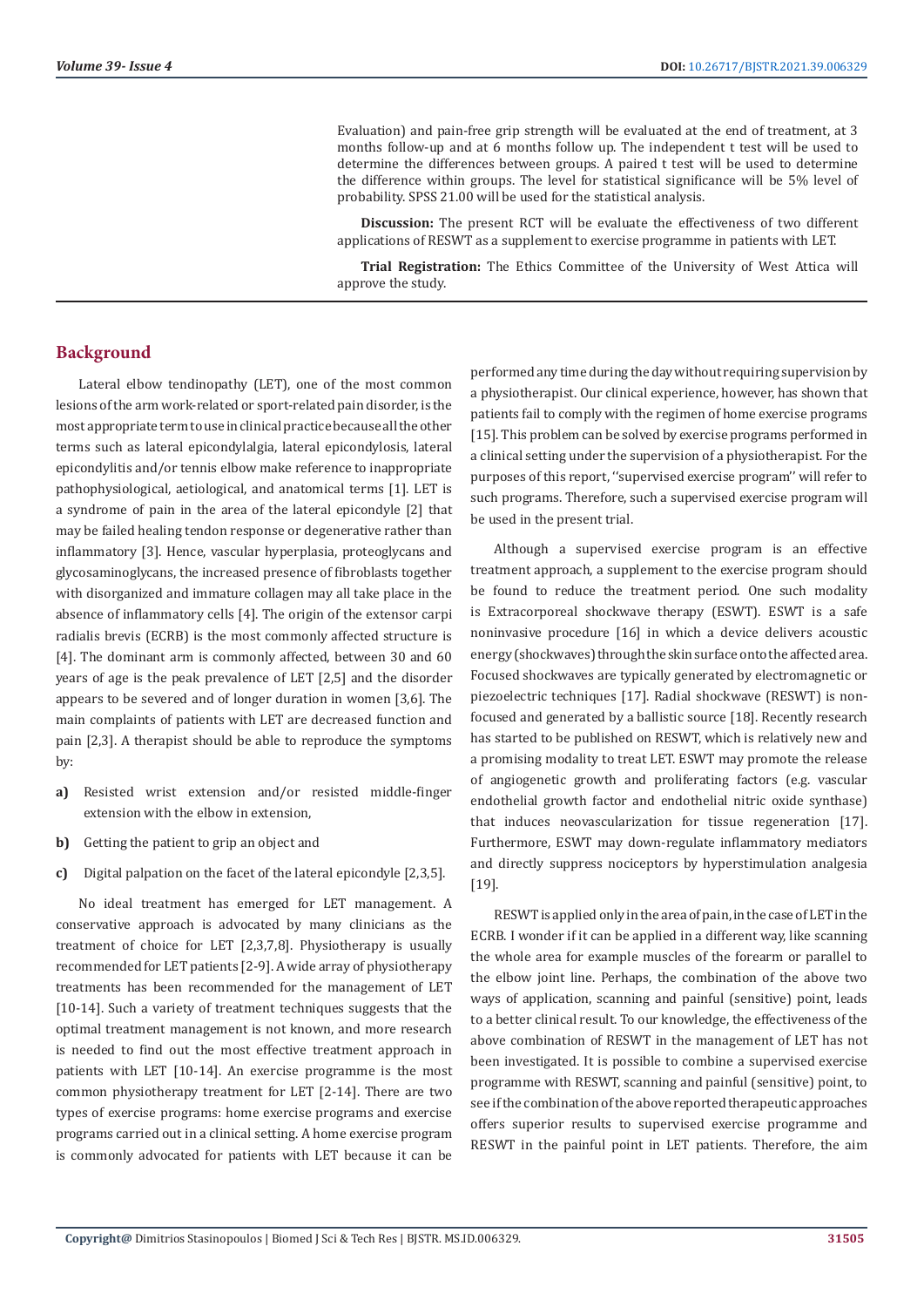Evaluation) and pain-free grip strength will be evaluated at the end of treatment, at 3 months follow-up and at 6 months follow up. The independent t test will be used to determine the differences between groups. A paired t test will be used to determine the difference within groups. The level for statistical significance will be 5% level of probability. SPSS 21.00 will be used for the statistical analysis.

**Discussion:** The present RCT will be evaluate the effectiveness of two different applications of RESWT as a supplement to exercise programme in patients with LET.

**Trial Registration:** The Ethics Committee of the University of West Attica will approve the study.

## Background

Lateral elbow tendinopathy (LET), one of the most common lesions of the arm work-related or sport-related pain disorder, is the most appropriate term to use in clinical practice because all the other terms such as lateral epicondylalgia, lateral epicondylosis, lateral epicondylitis and/or tennis elbow make reference to inappropriate pathophysiological, aetiological, and anatomical terms [1]. LET is a syndrome of pain in the area of the lateral epicondyle [2] that may be failed healing tendon response or degenerative rather than inflammatory [3]. Hence, vascular hyperplasia, proteoglycans and glycosaminoglycans, the increased presence of fibroblasts together with disorganized and immature collagen may all take place in the absence of inflammatory cells [4]. The origin of the extensor carpi radialis brevis (ECRB) is the most commonly affected structure is [4]. The dominant arm is commonly affected, between 30 and 60 years of age is the peak prevalence of LET [2,5] and the disorder appears to be severed and of longer duration in women [3,6]. The main complaints of patients with LET are decreased function and pain [2,3]. A therapist should be able to reproduce the symptoms by:

a) Resisted wrist extension and/or resisted middle-finger extension with the elbow in extension,

b) Getting the patient to grip an object and

c) Digital palpation on the facet of the lateral epicondyle [2,3,5].

No ideal treatment has emerged for LET management. A conservative approach is advocated by many clinicians as the treatment of choice for LET [2,3,7,8]. Physiotherapy is usually recommended for LET patients [2-9]. A wide array of physiotherapy treatments has been recommended for the management of LET [10-14]. Such a variety of treatment techniques suggests that the optimal treatment management is not known, and more research is needed to find out the most effective treatment approach in patients with LET [10-14]. An exercise programme is the most common physiotherapy treatment for LET [2-14]. There are two types of exercise programs: home exercise programs and exercise programs carried out in a clinical setting. A home exercise program is commonly advocated for patients with LET because it can be performed any time during the day without requiring supervision by a physiotherapist. Our clinical experience, however, has shown that patients fail to comply with the regimen of home exercise programs [15]. This problem can be solved by exercise programs performed in a clinical setting under the supervision of a physiotherapist. For the purposes of this report, ''supervised exercise program'' will refer to such programs. Therefore, such a supervised exercise program will be used in the present trial.

Although a supervised exercise program is an effective treatment approach, a supplement to the exercise program should be found to reduce the treatment period. One such modality is Extracorporeal shockwave therapy (ESWT). ESWT is a safe noninvasive procedure [16] in which a device delivers acoustic energy (shockwaves) through the skin surface onto the affected area. Focused shockwaves are typically generated by electromagnetic or piezoelectric techniques [17]. Radial shockwave (RESWT) is non-focused and generated by a ballistic source [18]. Recently research has started to be published on RESWT, which is relatively new and a promising modality to treat LET. ESWT may promote the release of angiogenetic growth and proliferating factors (e.g. vascular endothelial growth factor and endothelial nitric oxide synthase) that induces neovascularization for tissue regeneration [17]. Furthermore, ESWT may down-regulate inflammatory mediators and directly suppress nociceptors by hyperstimulation analgesia [19].

RESWT is applied only in the area of pain, in the case of LET in the ECRB. I wonder if it can be applied in a different way, like scanning the whole area for example muscles of the forearm or parallel to the elbow joint line. Perhaps, the combination of the above two ways of application, scanning and painful (sensitive) point, leads to a better clinical result. To our knowledge, the effectiveness of the above combination of RESWT in the management of LET has not been investigated. It is possible to combine a supervised exercise programme with RESWT, scanning and painful (sensitive) point, to see if the combination of the above reported therapeutic approaches offers superior results to supervised exercise programme and RESWT in the painful point in LET patients. Therefore, the aim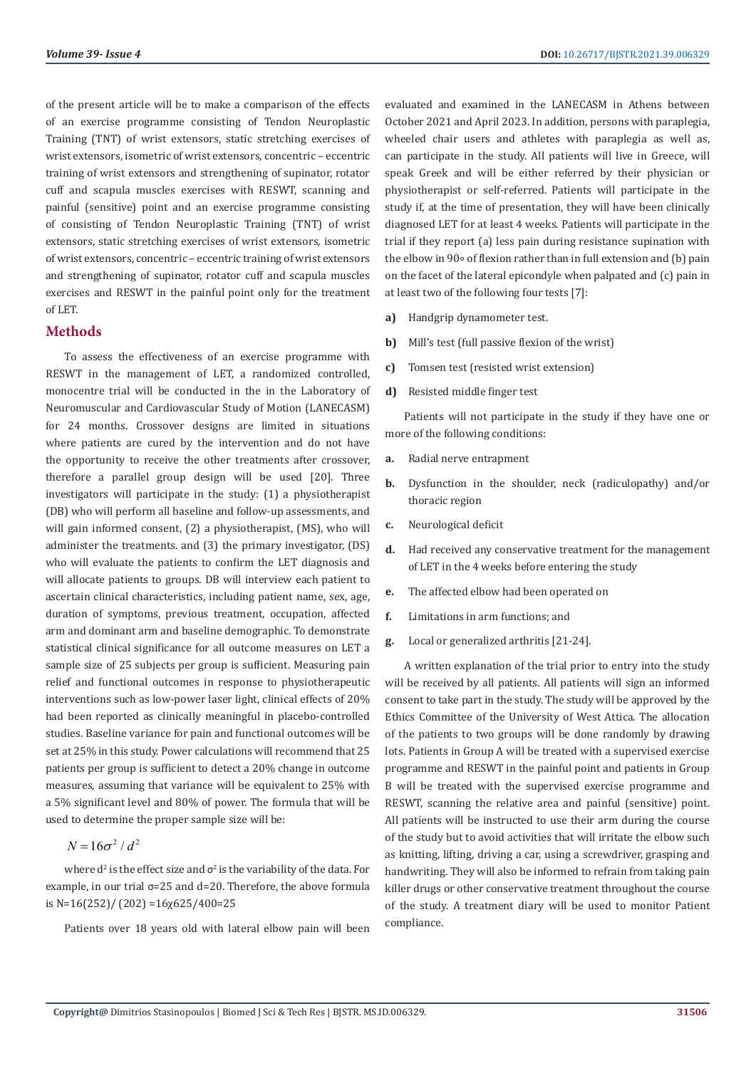of the present article will be to make a comparison of the effects of an exercise programme consisting of Tendon Neuroplastic Training (TNT) of wrist extensors, static stretching exercises of wrist extensors, isometric of wrist extensors, concentric – eccentric training of wrist extensors and strengthening of supinator, rotator cuff and scapula muscles exercises with RESWT, scanning and painful (sensitive) point and an exercise programme consisting of consisting of Tendon Neuroplastic Training (TNT) of wrist extensors, static stretching exercises of wrist extensors, isometric of wrist extensors, concentric – eccentric training of wrist extensors and strengthening of supinator, rotator cuff and scapula muscles exercises and RESWT in the painful point only for the treatment of LET.

## Methods

To assess the effectiveness of an exercise programme with RESWT in the management of LET, a randomized controlled, monocentre trial will be conducted in the in the Laboratory of Neuromuscular and Cardiovascular Study of Motion (LANECASM) for 24 months. Crossover designs are limited in situations where patients are cured by the intervention and do not have the opportunity to receive the other treatments after crossover, therefore a parallel group design will be used [20]. Three investigators will participate in the study: (1) a physiotherapist (DB) who will perform all baseline and follow-up assessments, and will gain informed consent, (2) a physiotherapist, (MS), who will administer the treatments. and (3) the primary investigator, (DS) who will evaluate the patients to confirm the LET diagnosis and will allocate patients to groups. DB will interview each patient to ascertain clinical characteristics, including patient name, sex, age, duration of symptoms, previous treatment, occupation, affected arm and dominant arm and baseline demographic. To demonstrate statistical clinical significance for all outcome measures on LET a sample size of 25 subjects per group is sufficient. Measuring pain relief and functional outcomes in response to physiotherapeutic interventions such as low-power laser light, clinical effects of 20% had been reported as clinically meaningful in placebo-controlled studies. Baseline variance for pain and functional outcomes will be set at 25% in this study. Power calculations will recommend that 25 patients per group is sufficient to detect a 20% change in outcome measures, assuming that variance will be equivalent to 25% with a 5% significant level and 80% of power. The formula that will be used to determine the proper sample size will be:

$$N = 16\sigma^2 / d^2$$

where $d^2$ is the effect size and $\sigma^2$ is the variability of the data. For example, in our trial σ=25 and d=20. Therefore, the above formula is N=16(252)/ (202) =16χ625/400=25

Patients over 18 years old with lateral elbow pain will been evaluated and examined in the LANECASM in Athens between October 2021 and April 2023. In addition, persons with paraplegia, wheeled chair users and athletes with paraplegia as well as, can participate in the study. All patients will live in Greece, will speak Greek and will be either referred by their physician or physiotherapist or self-referred. Patients will participate in the study if, at the time of presentation, they will have been clinically diagnosed LET for at least 4 weeks. Patients will participate in the trial if they report (a) less pain during resistance supination with the elbow in 90∘ of flexion rather than in full extension and (b) pain on the facet of the lateral epicondyle when palpated and (c) pain in at least two of the following four tests [7]:

- **a)** Handgrip dynamometer test.
- **b)** Mill's test (full passive flexion of the wrist)
- **c)** Tomsen test (resisted wrist extension)
- **d)** Resisted middle finger test

Patients will not participate in the study if they have one or more of the following conditions:

- **a.** Radial nerve entrapment
- **b.** Dysfunction in the shoulder, neck (radiculopathy) and/or thoracic region
- **c.** Neurological deficit
- **d.** Had received any conservative treatment for the management of LET in the 4 weeks before entering the study
- **e.** The affected elbow had been operated on
- **f.** Limitations in arm functions; and
- **g.** Local or generalized arthritis [21-24].

A written explanation of the trial prior to entry into the study will be received by all patients. All patients will sign an informed consent to take part in the study. The study will be approved by the Ethics Committee of the University of West Attica. The allocation of the patients to two groups will be done randomly by drawing lots. Patients in Group A will be treated with a supervised exercise programme and RESWT in the painful point and patients in Group B will be treated with the supervised exercise programme and RESWT, scanning the relative area and painful (sensitive) point. All patients will be instructed to use their arm during the course of the study but to avoid activities that will irritate the elbow such as knitting, lifting, driving a car, using a screwdriver, grasping and handwriting. They will also be informed to refrain from taking pain killer drugs or other conservative treatment throughout the course of the study. A treatment diary will be used to monitor Patient compliance.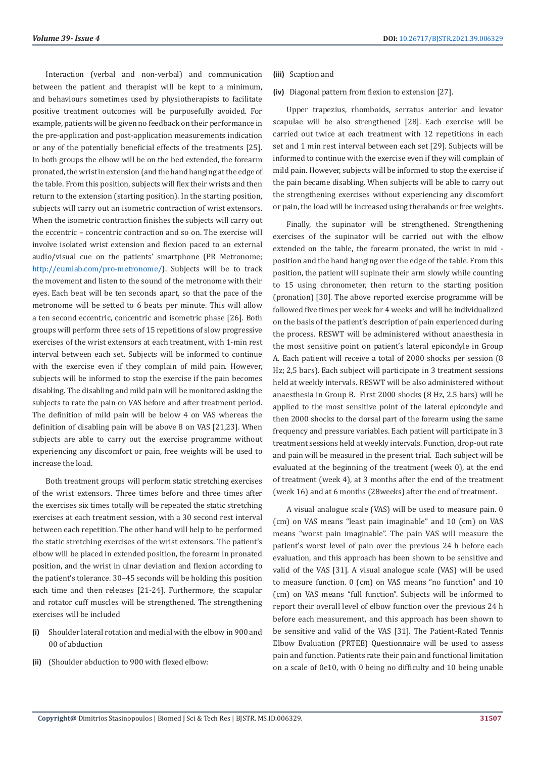Interaction (verbal and non-verbal) and communication between the patient and therapist will be kept to a minimum, and behaviours sometimes used by physiotherapists to facilitate positive treatment outcomes will be purposefully avoided. For example, patients will be given no feedback on their performance in the pre-application and post-application measurements indication or any of the potentially beneficial effects of the treatments [25]. In both groups the elbow will be on the bed extended, the forearm pronated, the wrist in extension (and the hand hanging at the edge of the table. From this position, subjects will flex their wrists and then return to the extension (starting position). In the starting position, subjects will carry out an isometric contraction of wrist extensors. When the isometric contraction finishes the subjects will carry out the eccentric – concentric contraction and so on. The exercise will involve isolated wrist extension and flexion paced to an external audio/visual cue on the patients' smartphone (PR Metronome; http://eumlab.com/pro-metronome/). Subjects will be to track the movement and listen to the sound of the metronome with their eyes. Each beat will be ten seconds apart, so that the pace of the metronome will be setted to 6 beats per minute. This will allow a ten second eccentric, concentric and isometric phase [26]. Both groups will perform three sets of 15 repetitions of slow progressive exercises of the wrist extensors at each treatment, with 1-min rest interval between each set. Subjects will be informed to continue with the exercise even if they complain of mild pain. However, subjects will be informed to stop the exercise if the pain becomes disabling. The disabling and mild pain will be monitored asking the subjects to rate the pain on VAS before and after treatment period. The definition of mild pain will be below 4 on VAS whereas the definition of disabling pain will be above 8 on VAS [21,23]. When subjects are able to carry out the exercise programme without experiencing any discomfort or pain, free weights will be used to increase the load.

Both treatment groups will perform static stretching exercises of the wrist extensors. Three times before and three times after the exercises six times totally will be repeated the static stretching exercises at each treatment session, with a 30 second rest interval between each repetition. The other hand will help to be performed the static stretching exercises of the wrist extensors. The patient's elbow will be placed in extended position, the forearm in pronated position, and the wrist in ulnar deviation and flexion according to the patient's tolerance. 30–45 seconds will be holding this position each time and then releases [21-24]. Furthermore, the scapular and rotator cuff muscles will be strengthened. The strengthening exercises will be included

- **(i)** Shoulder lateral rotation and medial with the elbow in 900 and 00 of abduction
- **(ii)** (Shoulder abduction to 900 with flexed elbow:
- **(iii)** Scaption and
- **(iv)** Diagonal pattern from flexion to extension [27].

Upper trapezius, rhomboids, serratus anterior and levator scapulae will be also strengthened [28]. Each exercise will be carried out twice at each treatment with 12 repetitions in each set and 1 min rest interval between each set [29]. Subjects will be informed to continue with the exercise even if they will complain of mild pain. However, subjects will be informed to stop the exercise if the pain became disabling. When subjects will be able to carry out the strengthening exercises without experiencing any discomfort or pain, the load will be increased using therabands or free weights.

Finally, the supinator will be strengthened. Strengthening exercises of the supinator will be carried out with the elbow extended on the table, the forearm pronated, the wrist in mid - position and the hand hanging over the edge of the table. From this position, the patient will supinate their arm slowly while counting to 15 using chronometer, then return to the starting position (pronation) [30]. The above reported exercise programme will be followed five times per week for 4 weeks and will be individualized on the basis of the patient's description of pain experienced during the process. RESWT will be administered without anaesthesia in the most sensitive point on patient's lateral epicondyle in Group A. Each patient will receive a total of 2000 shocks per session (8 Hz; 2,5 bars). Each subject will participate in 3 treatment sessions held at weekly intervals. RESWT will be also administered without anaesthesia in Group B. First 2000 shocks (8 Hz, 2.5 bars) will be applied to the most sensitive point of the lateral epicondyle and then 2000 shocks to the dorsal part of the forearm using the same frequency and pressure variables. Each patient will participate in 3 treatment sessions held at weekly intervals. Function, drop-out rate and pain will be measured in the present trial. Each subject will be evaluated at the beginning of the treatment (week 0), at the end of treatment (week 4), at 3 months after the end of the treatment (week 16) and at 6 months (28weeks) after the end of treatment.

A visual analogue scale (VAS) will be used to measure pain. 0 (cm) on VAS means "least pain imaginable" and 10 (cm) on VAS means "worst pain imaginable". The pain VAS will measure the patient's worst level of pain over the previous 24 h before each evaluation, and this approach has been shown to be sensitive and valid of the VAS [31]. A visual analogue scale (VAS) will be used to measure function. 0 (cm) on VAS means "no function" and 10 (cm) on VAS means "full function". Subjects will be informed to report their overall level of elbow function over the previous 24 h before each measurement, and this approach has been shown to be sensitive and valid of the VAS [31]. The Patient-Rated Tennis Elbow Evaluation (PRTEE) Questionnaire will be used to assess pain and function. Patients rate their pain and functional limitation on a scale of 0e10, with 0 being no difficulty and 10 being unable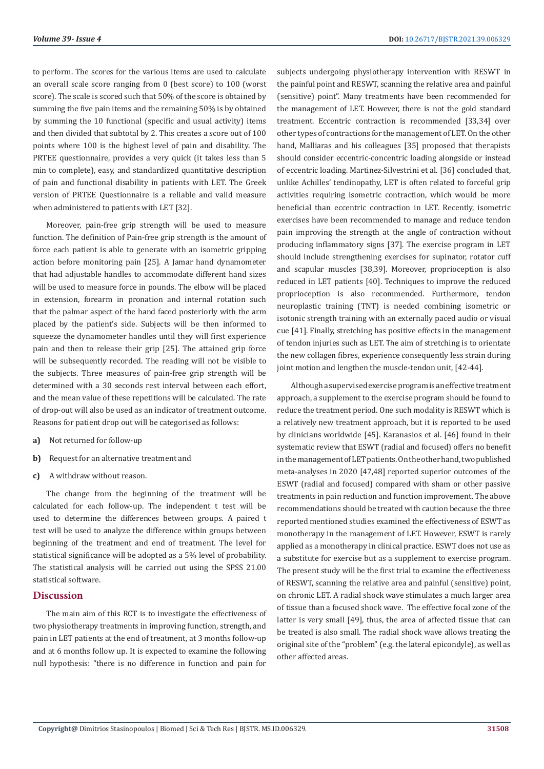to perform. The scores for the various items are used to calculate an overall scale score ranging from 0 (best score) to 100 (worst score). The scale is scored such that 50% of the score is obtained by summing the five pain items and the remaining 50% is by obtained by summing the 10 functional (specific and usual activity) items and then divided that subtotal by 2. This creates a score out of 100 points where 100 is the highest level of pain and disability. The PRTEE questionnaire, provides a very quick (it takes less than 5 min to complete), easy, and standardized quantitative description of pain and functional disability in patients with LET. The Greek version of PRTEE Questionnaire is a reliable and valid measure when administered to patients with LET [32].

Moreover, pain-free grip strength will be used to measure function. The definition of Pain-free grip strength is the amount of force each patient is able to generate with an isometric gripping action before monitoring pain [25]. A Jamar hand dynamometer that had adjustable handles to accommodate different hand sizes will be used to measure force in pounds. The elbow will be placed in extension, forearm in pronation and internal rotation such that the palmar aspect of the hand faced posteriorly with the arm placed by the patient's side. Subjects will be then informed to squeeze the dynamometer handles until they will first experience pain and then to release their grip [25]. The attained grip force will be subsequently recorded. The reading will not be visible to the subjects. Three measures of pain-free grip strength will be determined with a 30 seconds rest interval between each effort, and the mean value of these repetitions will be calculated. The rate of drop-out will also be used as an indicator of treatment outcome. Reasons for patient drop out will be categorised as follows:

a) Not returned for follow-up
b) Request for an alternative treatment and
c) A withdraw without reason.

The change from the beginning of the treatment will be calculated for each follow-up. The independent t test will be used to determine the differences between groups. A paired t test will be used to analyze the difference within groups between beginning of the treatment and end of treatment. The level for statistical significance will be adopted as a 5% level of probability. The statistical analysis will be carried out using the SPSS 21.00 statistical software.

## Discussion

The main aim of this RCT is to investigate the effectiveness of two physiotherapy treatments in improving function, strength, and pain in LET patients at the end of treatment, at 3 months follow-up and at 6 months follow up. It is expected to examine the following null hypothesis: "there is no difference in function and pain for subjects undergoing physiotherapy intervention with RESWT in the painful point and RESWT, scanning the relative area and painful (sensitive) point". Many treatments have been recommended for the management of LET. However, there is not the gold standard treatment. Eccentric contraction is recommended [33,34] over other types of contractions for the management of LET. On the other hand, Malliaras and his colleagues [35] proposed that therapists should consider eccentric-concentric loading alongside or instead of eccentric loading. Martinez-Silvestrini et al. [36] concluded that, unlike Achilles' tendinopathy, LET is often related to forceful grip activities requiring isometric contraction, which would be more beneficial than eccentric contraction in LET. Recently, isometric exercises have been recommended to manage and reduce tendon pain improving the strength at the angle of contraction without producing inflammatory signs [37]. The exercise program in LET should include strengthening exercises for supinator, rotator cuff and scapular muscles [38,39]. Moreover, proprioception is also reduced in LET patients [40]. Techniques to improve the reduced proprioception is also recommended. Furthermore, tendon neuroplastic training (TNT) is needed combining isometric or isotonic strength training with an externally paced audio or visual cue [41]. Finally, stretching has positive effects in the management of tendon injuries such as LET. The aim of stretching is to orientate the new collagen fibres, experience consequently less strain during joint motion and lengthen the muscle-tendon unit, [42-44].

Although a supervised exercise program is an effective treatment approach, a supplement to the exercise program should be found to reduce the treatment period. One such modality is RESWT which is a relatively new treatment approach, but it is reported to be used by clinicians worldwide [45]. Karanasios et al. [46] found in their systematic review that ESWT (radial and focused) offers no benefit in the management of LET patients. On the other hand, two published meta-analyses in 2020 [47,48] reported superior outcomes of the ESWT (radial and focused) compared with sham or other passive treatments in pain reduction and function improvement. The above recommendations should be treated with caution because the three reported mentioned studies examined the effectiveness of ESWT as monotherapy in the management of LET. However, ESWT is rarely applied as a monotherapy in clinical practice. ESWT does not use as a substitute for exercise but as a supplement to exercise program. The present study will be the first trial to examine the effectiveness of RESWT, scanning the relative area and painful (sensitive) point, on chronic LET. A radial shock wave stimulates a much larger area of tissue than a focused shock wave. The effective focal zone of the latter is very small [49], thus, the area of affected tissue that can be treated is also small. The radial shock wave allows treating the original site of the "problem" (e.g. the lateral epicondyle), as well as other affected areas.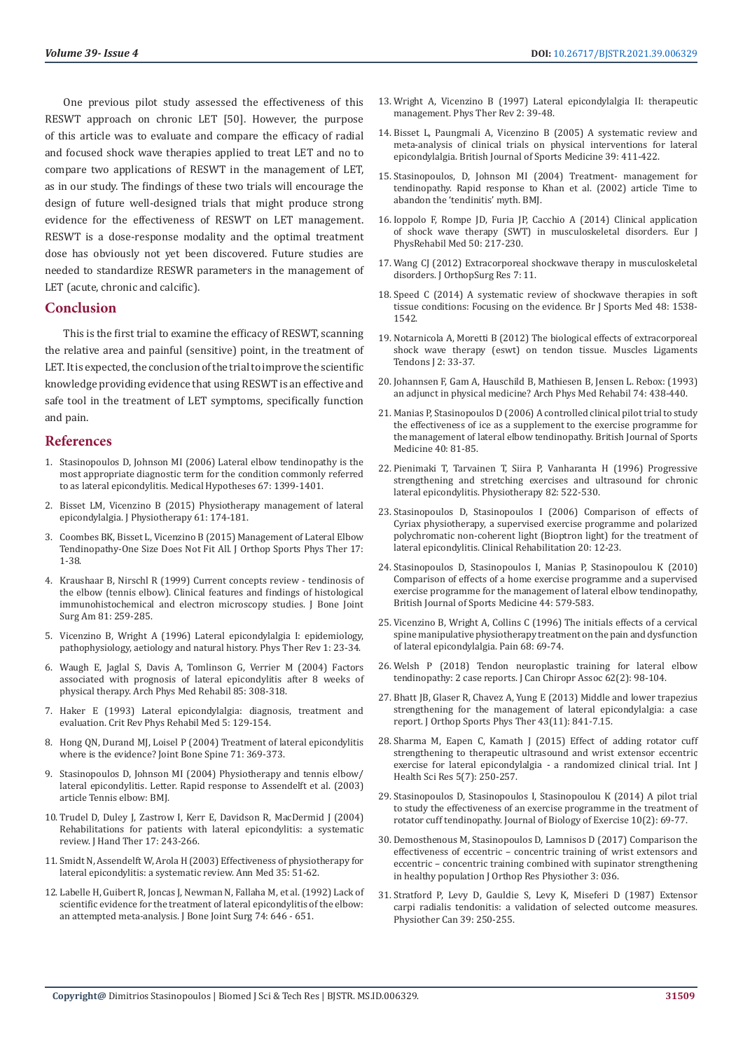One previous pilot study assessed the effectiveness of this RESWT approach on chronic LET [50]. However, the purpose of this article was to evaluate and compare the efficacy of radial and focused shock wave therapies applied to treat LET and no to compare two applications of RESWT in the management of LET, as in our study. The findings of these two trials will encourage the design of future well-designed trials that might produce strong evidence for the effectiveness of RESWT on LET management. RESWT is a dose-response modality and the optimal treatment dose has obviously not yet been discovered. Future studies are needed to standardize RESWR parameters in the management of LET (acute, chronic and calcific).

## Conclusion

This is the first trial to examine the efficacy of RESWT, scanning the relative area and painful (sensitive) point, in the treatment of LET. It is expected, the conclusion of the trial to improve the scientific knowledge providing evidence that using RESWT is an effective and safe tool in the treatment of LET symptoms, specifically function and pain.

## References

1. Stasinopoulos D, Johnson MI (2006) Lateral elbow tendinopathy is the most appropriate diagnostic term for the condition commonly referred to as lateral epicondylitis. Medical Hypotheses 67: 1399-1401.
2. Bisset LM, Vicenzino B (2015) Physiotherapy management of lateral epicondylalgia. J Physiotherapy 61: 174-181.
3. Coombes BK, Bisset L, Vicenzino B (2015) Management of Lateral Elbow Tendinopathy-One Size Does Not Fit All. J Orthop Sports Phys Ther 17: 1-38.
4. Kraushaar B, Nirschl R (1999) Current concepts review - tendinosis of the elbow (tennis elbow). Clinical features and findings of histological immunohistochemical and electron microscopy studies. J Bone Joint Surg Am 81: 259-285.
5. Vicenzino B, Wright A (1996) Lateral epicondylalgia I: epidemiology, pathophysiology, aetiology and natural history. Phys Ther Rev 1: 23-34.
6. Waugh E, Jaglal S, Davis A, Tomlinson G, Verrier M (2004) Factors associated with prognosis of lateral epicondylitis after 8 weeks of physical therapy. Arch Phys Med Rehabil 85: 308-318.
7. Haker E (1993) Lateral epicondylalgia: diagnosis, treatment and evaluation. Crit Rev Phys Rehabil Med 5: 129-154.
8. Hong QN, Durand MJ, Loisel P (2004) Treatment of lateral epicondylitis where is the evidence? Joint Bone Spine 71: 369-373.
9. Stasinopoulos D, Johnson MI (2004) Physiotherapy and tennis elbow/ lateral epicondylitis. Letter. Rapid response to Assendelft et al. (2003) article Tennis elbow: BMJ.
10. Trudel D, Duley J, Zastrow I, Kerr E, Davidson R, MacDermid J (2004) Rehabilitations for patients with lateral epicondylitis: a systematic review. J Hand Ther 17: 243-266.
11. Smidt N, Assendelft W, Arola H (2003) Effectiveness of physiotherapy for lateral epicondylitis: a systematic review. Ann Med 35: 51-62.
12. Labelle H, Guibert R, Joncas J, Newman N, Fallaha M, et al. (1992) Lack of scientific evidence for the treatment of lateral epicondylitis of the elbow: an attempted meta-analysis. J Bone Joint Surg 74: 646 - 651.
13. Wright A, Vicenzino B (1997) Lateral epicondylalgia II: therapeutic management. Phys Ther Rev 2: 39-48.
14. Bisset L, Paungmali A, Vicenzino B (2005) A systematic review and meta-analysis of clinical trials on physical interventions for lateral epicondylalgia. British Journal of Sports Medicine 39: 411-422.
15. Stasinopoulos, D, Johnson MI (2004) Treatment- management for tendinopathy. Rapid response to Khan et al. (2002) article Time to abandon the 'tendinitis' myth. BMJ.
16. Ioppolo F, Rompe JD, Furia JP, Cacchio A (2014) Clinical application of shock wave therapy (SWT) in musculoskeletal disorders. Eur J PhysRehabil Med 50: 217-230.
17. Wang CJ (2012) Extracorporeal shockwave therapy in musculoskeletal disorders. J OrthopSurg Res 7: 11.
18. Speed C (2014) A systematic review of shockwave therapies in soft tissue conditions: Focusing on the evidence. Br J Sports Med 48: 1538-1542.
19. Notarnicola A, Moretti B (2012) The biological effects of extracorporeal shock wave therapy (eswt) on tendon tissue. Muscles Ligaments Tendons J 2: 33-37.
20. Johannsen F, Gam A, Hauschild B, Mathiesen B, Jensen L. Rebox: (1993) an adjunct in physical medicine? Arch Phys Med Rehabil 74: 438-440.
21. Manias P, Stasinopoulos D (2006) A controlled clinical pilot trial to study the effectiveness of ice as a supplement to the exercise programme for the management of lateral elbow tendinopathy. British Journal of Sports Medicine 40: 81-85.
22. Pienimaki T, Tarvainen T, Siira P, Vanharanta H (1996) Progressive strengthening and stretching exercises and ultrasound for chronic lateral epicondylitis. Physiotherapy 82: 522-530.
23. Stasinopoulos D, Stasinopoulos I (2006) Comparison of effects of Cyriax physiotherapy, a supervised exercise programme and polarized polychromatic non-coherent light (Bioptron light) for the treatment of lateral epicondylitis. Clinical Rehabilitation 20: 12-23.
24. Stasinopoulos D, Stasinopoulos I, Manias P, Stasinopoulou K (2010) Comparison of effects of a home exercise programme and a supervised exercise programme for the management of lateral elbow tendinopathy, British Journal of Sports Medicine 44: 579-583.
25. Vicenzino B, Wright A, Collins C (1996) The initials effects of a cervical spine manipulative physiotherapy treatment on the pain and dysfunction of lateral epicondylalgia. Pain 68: 69-74.
26. Welsh P (2018) Tendon neuroplastic training for lateral elbow tendinopathy: 2 case reports. J Can Chiropr Assoc 62(2): 98-104.
27. Bhatt JB, Glaser R, Chavez A, Yung E (2013) Middle and lower trapezius strengthening for the management of lateral epicondylalgia: a case report. J Orthop Sports Phys Ther 43(11): 841-7.15.
28. Sharma M, Eapen C, Kamath J (2015) Effect of adding rotator cuff strengthening to therapeutic ultrasound and wrist extensor eccentric exercise for lateral epicondylalgia - a randomized clinical trial. Int J Health Sci Res 5(7): 250-257.
29. Stasinopoulos D, Stasinopoulos I, Stasinopoulou K (2014) A pilot trial to study the effectiveness of an exercise programme in the treatment of rotator cuff tendinopathy. Journal of Biology of Exercise 10(2): 69-77.
30. Demosthenous M, Stasinopoulos D, Lamnisos D (2017) Comparison the effectiveness of eccentric – concentric training of wrist extensors and eccentric – concentric training combined with supinator strengthening in healthy population J Orthop Res Physiother 3: 036.
31. Stratford P, Levy D, Gauldie S, Levy K, Miseferi D (1987) Extensor carpi radialis tendonitis: a validation of selected outcome measures. Physiother Can 39: 250-255.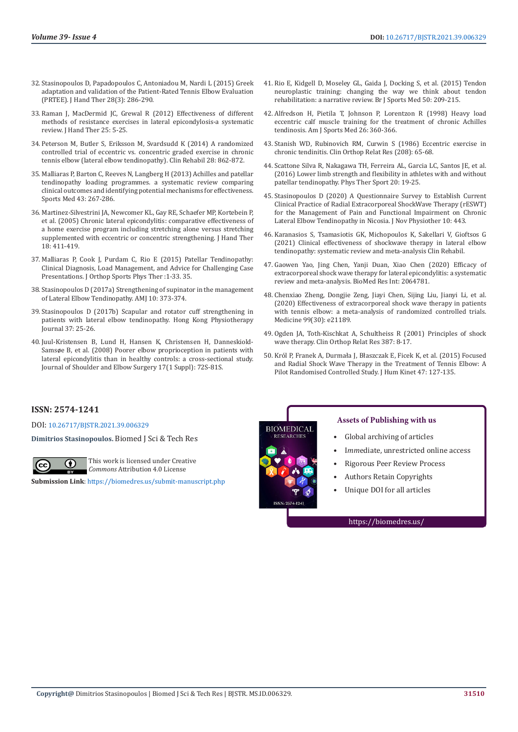32. Stasinopoulos D, Papadopoulos C, Antoniadou M, Nardi L (2015) Greek adaptation and validation of the Patient-Rated Tennis Elbow Evaluation (PRTEE). J Hand Ther 28(3): 286-290.
33. Raman J, MacDermid JC, Grewal R (2012) Effectiveness of different methods of resistance exercises in lateral epicondylosis-a systematic review. J Hand Ther 25: 5-25.
34. Peterson M, Butler S, Eriksson M, Svardsudd K (2014) A randomized controlled trial of eccentric vs. concentric graded exercise in chronic tennis elbow (lateral elbow tendinopathy). Clin Rehabil 28: 862-872.
35. Malliaras P, Barton C, Reeves N, Langberg H (2013) Achilles and patellar tendinopathy loading programmes. a systematic review comparing clinical outcomes and identifying potential mechanisms for effectiveness. Sports Med 43: 267-286.
36. Martinez-Silvestrini JA, Newcomer KL, Gay RE, Schaefer MP, Kortebein P, et al. (2005) Chronic lateral epicondylitis: comparative effectiveness of a home exercise program including stretching alone versus stretching supplemented with eccentric or concentric strengthening. J Hand Ther 18: 411-419.
37. Malliaras P, Cook J, Purdam C, Rio E (2015) Patellar Tendinopathy: Clinical Diagnosis, Load Management, and Advice for Challenging Case Presentations. J Orthop Sports Phys Ther :1-33. 35.
38. Stasinopoulos D (2017a) Strengthening of supinator in the management of Lateral Elbow Tendinopathy. AMJ 10: 373-374.
39. Stasinopoulos D (2017b) Scapular and rotator cuff strengthening in patients with lateral elbow tendinopathy. Hong Kong Physiotherapy Journal 37: 25-26.
40. Juul-Kristensen B, Lund H, Hansen K, Christensen H, Danneskiold-Samsøe B, et al. (2008) Poorer elbow proprioception in patients with lateral epicondylitis than in healthy controls: a cross-sectional study. Journal of Shoulder and Elbow Surgery 17(1 Suppl): 72S-81S.
41. Rio E, Kidgell D, Moseley GL, Gaida J, Docking S, et al. (2015) Tendon neuroplastic training: changing the way we think about tendon rehabilitation: a narrative review. Br J Sports Med 50: 209-215.
42. Alfredson H, Pietila T, Johnson P, Lorentzon R (1998) Heavy load eccentric calf muscle training for the treatment of chronic Achilles tendinosis. Am J Sports Med 26: 360-366.
43. Stanish WD, Rubinovich RM, Curwin S (1986) Eccentric exercise in chronic tendinitis. Clin Orthop Relat Res (208): 65-68.
44. Scattone Silva R, Nakagawa TH, Ferreira AL, Garcia LC, Santos JE, et al. (2016) Lower limb strength and flexibility in athletes with and without patellar tendinopathy. Phys Ther Sport 20: 19-25.
45. Stasinopoulos D (2020) A Questionnaire Survey to Establish Current Clinical Practice of Radial Extracorporeal ShockWave Therapy (rESWT) for the Management of Pain and Functional Impairment on Chronic Lateral Elbow Tendinopathy in Nicosia. J Nov Physiother 10: 443.
46. Karanasios S, Tsamasiotis GK, Michopoulos K, Sakellari V, Gioftsos G (2021) Clinical effectiveness of shockwave therapy in lateral elbow tendinopathy: systematic review and meta-analysis Clin Rehabil.
47. Gaowen Yao, Jing Chen, Yanji Duan, Xiao Chen (2020) Efficacy of extracorporeal shock wave therapy for lateral epicondylitis: a systematic review and meta-analysis. BioMed Res Int: 2064781.
48. Chenxiao Zheng, Dongjie Zeng, Jiayi Chen, Sijing Liu, Jianyi Li, et al. (2020) Effectiveness of extracorporeal shock wave therapy in patients with tennis elbow: a meta-analysis of randomized controlled trials. Medicine 99(30): e21189.
49. Ogden JA, Toth-Kischkat A, Schultheiss R (2001) Principles of shock wave therapy. Clin Orthop Relat Res 387: 8-17.
50. Król P, Franek A, Durmała J, Błaszczak E, Ficek K, et al. (2015) Focused and Radial Shock Wave Therapy in the Treatment of Tennis Elbow: A Pilot Randomised Controlled Study. J Hum Kinet 47: 127-135.

**ISSN: 2574-1241**

DOI: 10.26717/BJSTR.2021.39.006329

**Dimitrios Stasinopoulos.** Biomed J Sci & Tech Res

This work is licensed under Creative *Commons* Attribution 4.0 License

**Submission Link**: https://biomedres.us/submit-manuscript.php

**Assets of Publishing with us**

- Global archiving of articles
- Immediate, unrestricted online access
- Rigorous Peer Review Process
- Authors Retain Copyrights
- Unique DOI for all articles

https://biomedres.us/